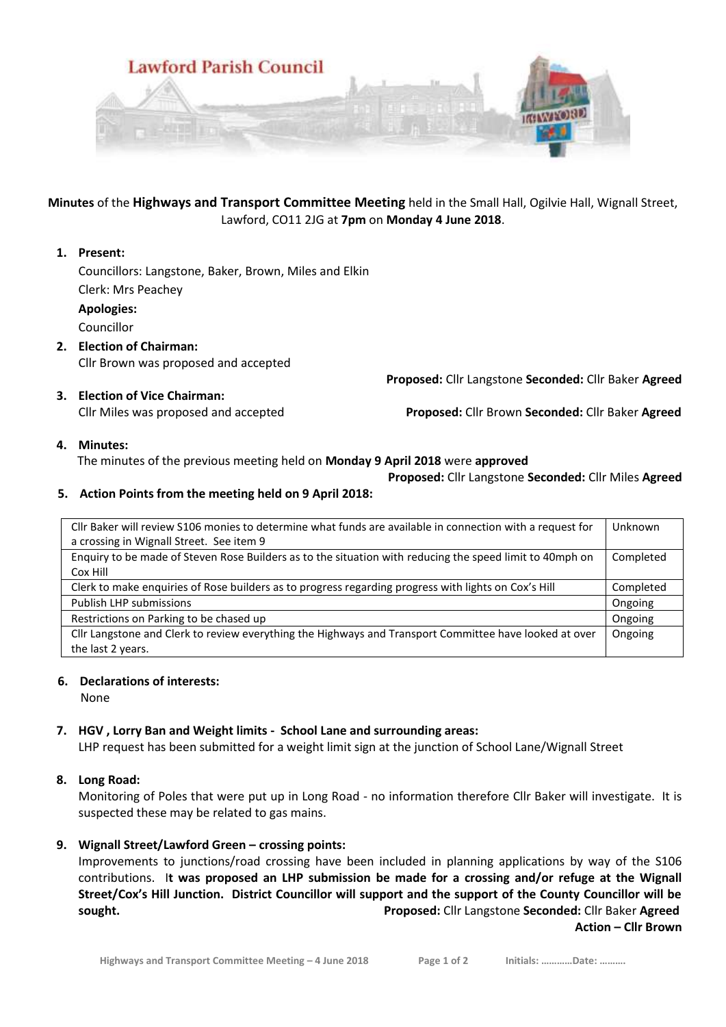# Lawford Parish Council

**Minutes** of the **Highways and Transport Committee Meeting** held in the Small Hall, Ogilvie Hall, Wignall Street, Lawford, CO11 2JG at **7pm** on **Monday 4 June 2018**.

1. **Present:**
   Councillors: Langstone, Baker, Brown, Miles and Elkin
   Clerk: Mrs Peachey
   **Apologies:**
   Councillor

2. **Election of Chairman:**
   Cllr Brown was proposed and accepted
   **Proposed:** Cllr Langstone **Seconded:** Cllr Baker **Agreed**

3. **Election of Vice Chairman:**
   Cllr Miles was proposed and accepted **Proposed:** Cllr Brown **Seconded:** Cllr Baker **Agreed**

4. **Minutes:**
   The minutes of the previous meeting held on **Monday 9 April 2018** were **approved**
   **Proposed:** Cllr Langstone **Seconded:** Cllr Miles **Agreed**

5. **Action Points from the meeting held on 9 April 2018:**

| Action | Status |
|---|---|
| Cllr Baker will review S106 monies to determine what funds are available in connection with a request for a crossing in Wignall Street. See item 9 | Unknown |
| Enquiry to be made of Steven Rose Builders as to the situation with reducing the speed limit to 40mph on Cox Hill | Completed |
| Clerk to make enquiries of Rose builders as to progress regarding progress with lights on Cox's Hill | Completed |
| Publish LHP submissions | Ongoing |
| Restrictions on Parking to be chased up | Ongoing |
| Cllr Langstone and Clerk to review everything the Highways and Transport Committee have looked at over the last 2 years. | Ongoing |

6. **Declarations of interests:**
   None

7. **HGV , Lorry Ban and Weight limits - School Lane and surrounding areas:**
   LHP request has been submitted for a weight limit sign at the junction of School Lane/Wignall Street

8. **Long Road:**
   Monitoring of Poles that were put up in Long Road - no information therefore Cllr Baker will investigate. It is suspected these may be related to gas mains.

9. **Wignall Street/Lawford Green – crossing points:**
   Improvements to junctions/road crossing have been included in planning applications by way of the S106 contributions. I**t was proposed an LHP submission be made for a crossing and/or refuge at the Wignall Street/Cox's Hill Junction. District Councillor will support and the support of the County Councillor will be sought.** **Proposed:** Cllr Langstone **Seconded:** Cllr Baker **Agreed**
   **Action – Cllr Brown**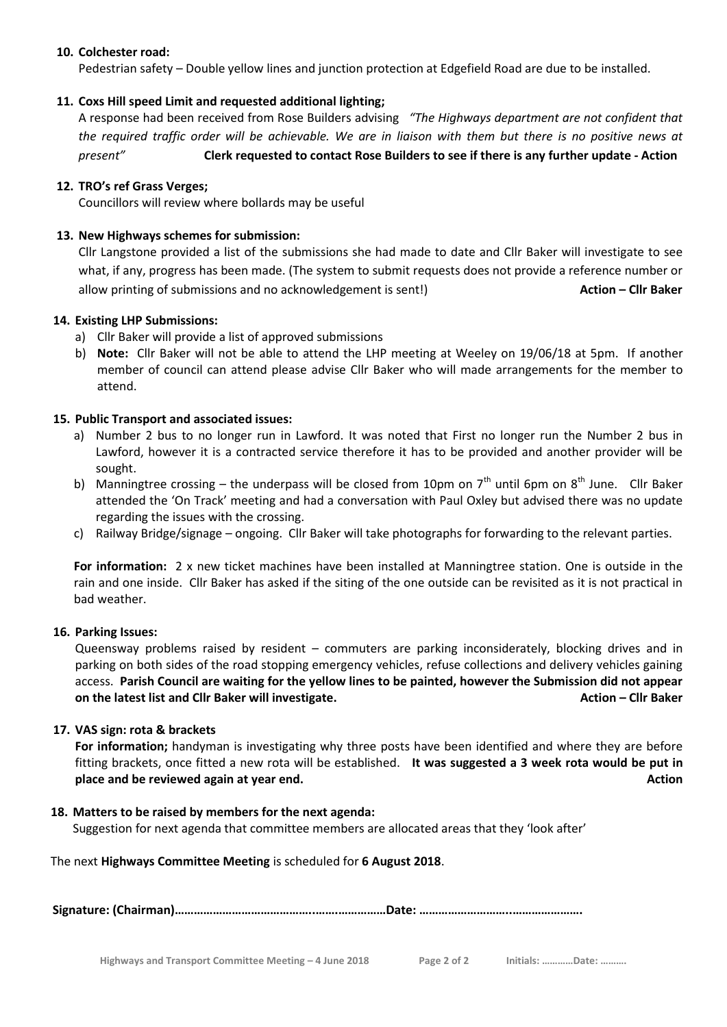**10. Colchester road:**

Pedestrian safety – Double yellow lines and junction protection at Edgefield Road are due to be installed.

**11. Coxs Hill speed Limit and requested additional lighting;**

A response had been received from Rose Builders advising *"The Highways department are not confident that the required traffic order will be achievable. We are in liaison with them but there is no positive news at present"* **Clerk requested to contact Rose Builders to see if there is any further update - Action**

**12. TRO's ref Grass Verges;**

Councillors will review where bollards may be useful

**13. New Highways schemes for submission:**

Cllr Langstone provided a list of the submissions she had made to date and Cllr Baker will investigate to see what, if any, progress has been made. (The system to submit requests does not provide a reference number or allow printing of submissions and no acknowledgement is sent!) **Action – Cllr Baker**

**14. Existing LHP Submissions:**

a) Cllr Baker will provide a list of approved submissions
b) **Note:** Cllr Baker will not be able to attend the LHP meeting at Weeley on 19/06/18 at 5pm. If another member of council can attend please advise Cllr Baker who will made arrangements for the member to attend.

**15. Public Transport and associated issues:**

a) Number 2 bus to no longer run in Lawford. It was noted that First no longer run the Number 2 bus in Lawford, however it is a contracted service therefore it has to be provided and another provider will be sought.
b) Manningtree crossing – the underpass will be closed from 10pm on 7th until 6pm on 8th June. Cllr Baker attended the 'On Track' meeting and had a conversation with Paul Oxley but advised there was no update regarding the issues with the crossing.
c) Railway Bridge/signage – ongoing. Cllr Baker will take photographs for forwarding to the relevant parties.

**For information:** 2 x new ticket machines have been installed at Manningtree station. One is outside in the rain and one inside. Cllr Baker has asked if the siting of the one outside can be revisited as it is not practical in bad weather.

**16. Parking Issues:**

Queensway problems raised by resident – commuters are parking inconsiderately, blocking drives and in parking on both sides of the road stopping emergency vehicles, refuse collections and delivery vehicles gaining access. **Parish Council are waiting for the yellow lines to be painted, however the Submission did not appear on the latest list and Cllr Baker will investigate. Action – Cllr Baker**

**17. VAS sign: rota & brackets**

**For information;** handyman is investigating why three posts have been identified and where they are before fitting brackets, once fitted a new rota will be established. **It was suggested a 3 week rota would be put in place and be reviewed again at year end. Action**

**18. Matters to be raised by members for the next agenda:**

Suggestion for next agenda that committee members are allocated areas that they 'look after'

The next **Highways Committee Meeting** is scheduled for **6 August 2018**.

**Signature: (Chairman)……………………………………………………………Date: ……………………………………………….**